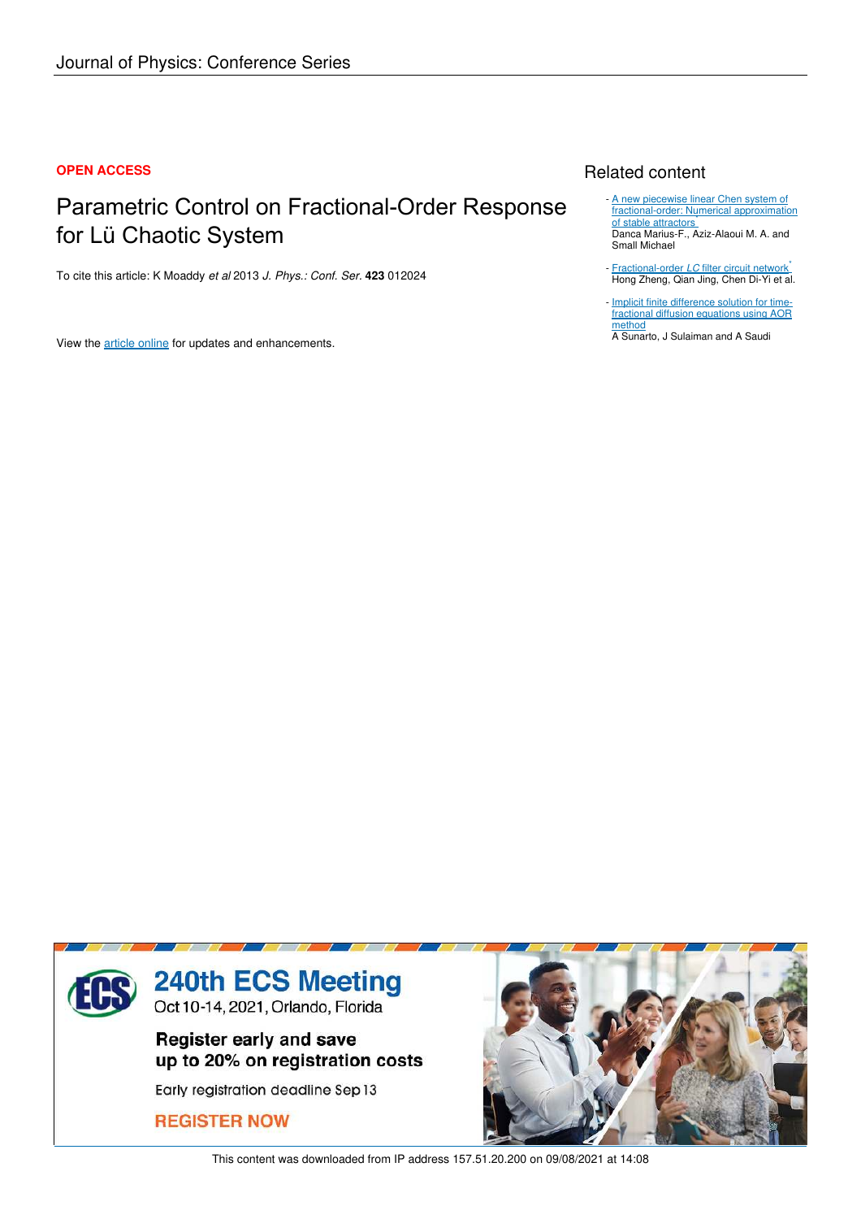**OPEN ACCESS**

# Parametric Control on Fractional-Order Response for Lü Chaotic System

To cite this article: K Moaddy *et al* 2013 *J. Phys.: Conf. Ser.* **423** 012024

View the article online for updates and enhancements.

## Related content

- A new piecewise linear Chen system of fractional-order: Numerical approximation of stable attractors
  Danca Marius-F., Aziz-Alaoui M. A. and Small Michael

- Fractional-order *LC* filter circuit network
  Hong Zheng, Qian Jing, Chen Di-Yi et al.

- Implicit finite difference solution for time-fractional diffusion equations using AOR method
  A Sunarto, J Sulaiman and A Saudi

240th ECS Meeting
Oct 10-14, 2021, Orlando, Florida

Register early and save up to 20% on registration costs

Early registration deadline Sep 13

REGISTER NOW

This content was downloaded from IP address 157.51.20.200 on 09/08/2021 at 14:08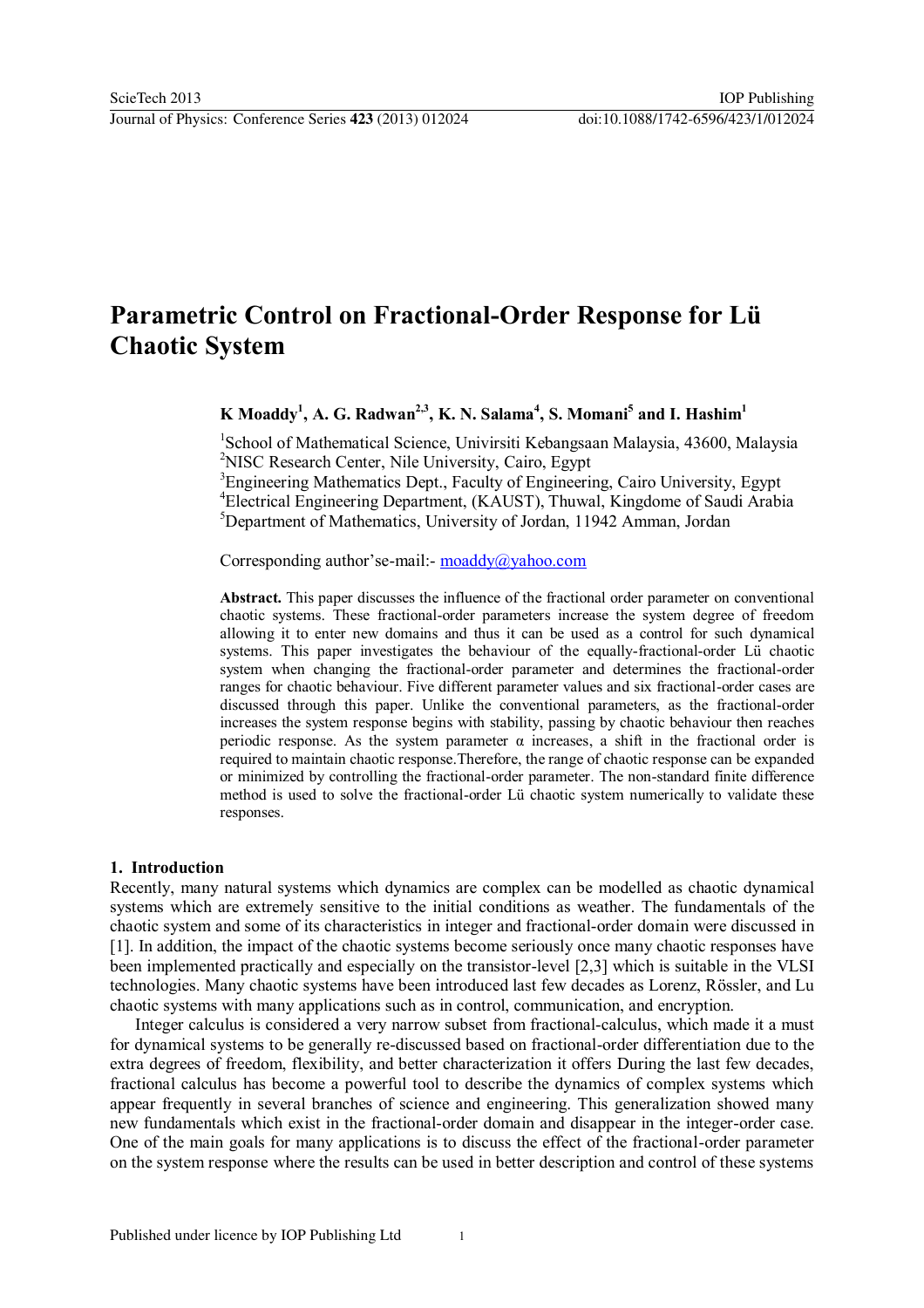# Parametric Control on Fractional-Order Response for Lü Chaotic System

**K Moaddy[1], A. G. Radwan[2,3], K. N. Salama[4], S. Momani[5] and I. Hashim[1]**

[1]School of Mathematical Science, Univirsiti Kebangsaan Malaysia, 43600, Malaysia
[2]NISC Research Center, Nile University, Cairo, Egypt
[3]Engineering Mathematics Dept., Faculty of Engineering, Cairo University, Egypt
[4]Electrical Engineering Department, (KAUST), Thuwal, Kingdome of Saudi Arabia
[5]Department of Mathematics, University of Jordan, 11942 Amman, Jordan

Corresponding author'se-mail:- moaddy@yahoo.com

**Abstract.** This paper discusses the influence of the fractional order parameter on conventional chaotic systems. These fractional-order parameters increase the system degree of freedom allowing it to enter new domains and thus it can be used as a control for such dynamical systems. This paper investigates the behaviour of the equally-fractional-order Lü chaotic system when changing the fractional-order parameter and determines the fractional-order ranges for chaotic behaviour. Five different parameter values and six fractional-order cases are discussed through this paper. Unlike the conventional parameters, as the fractional-order increases the system response begins with stability, passing by chaotic behaviour then reaches periodic response. As the system parameter α increases, a shift in the fractional order is required to maintain chaotic response.Therefore, the range of chaotic response can be expanded or minimized by controlling the fractional-order parameter. The non-standard finite difference method is used to solve the fractional-order Lü chaotic system numerically to validate these responses.

## 1. Introduction

Recently, many natural systems which dynamics are complex can be modelled as chaotic dynamical systems which are extremely sensitive to the initial conditions as weather. The fundamentals of the chaotic system and some of its characteristics in integer and fractional-order domain were discussed in [1]. In addition, the impact of the chaotic systems become seriously once many chaotic responses have been implemented practically and especially on the transistor-level [2,3] which is suitable in the VLSI technologies. Many chaotic systems have been introduced last few decades as Lorenz, Rössler, and Lu chaotic systems with many applications such as in control, communication, and encryption.

Integer calculus is considered a very narrow subset from fractional-calculus, which made it a must for dynamical systems to be generally re-discussed based on fractional-order differentiation due to the extra degrees of freedom, flexibility, and better characterization it offers During the last few decades, fractional calculus has become a powerful tool to describe the dynamics of complex systems which appear frequently in several branches of science and engineering. This generalization showed many new fundamentals which exist in the fractional-order domain and disappear in the integer-order case. One of the main goals for many applications is to discuss the effect of the fractional-order parameter on the system response where the results can be used in better description and control of these systems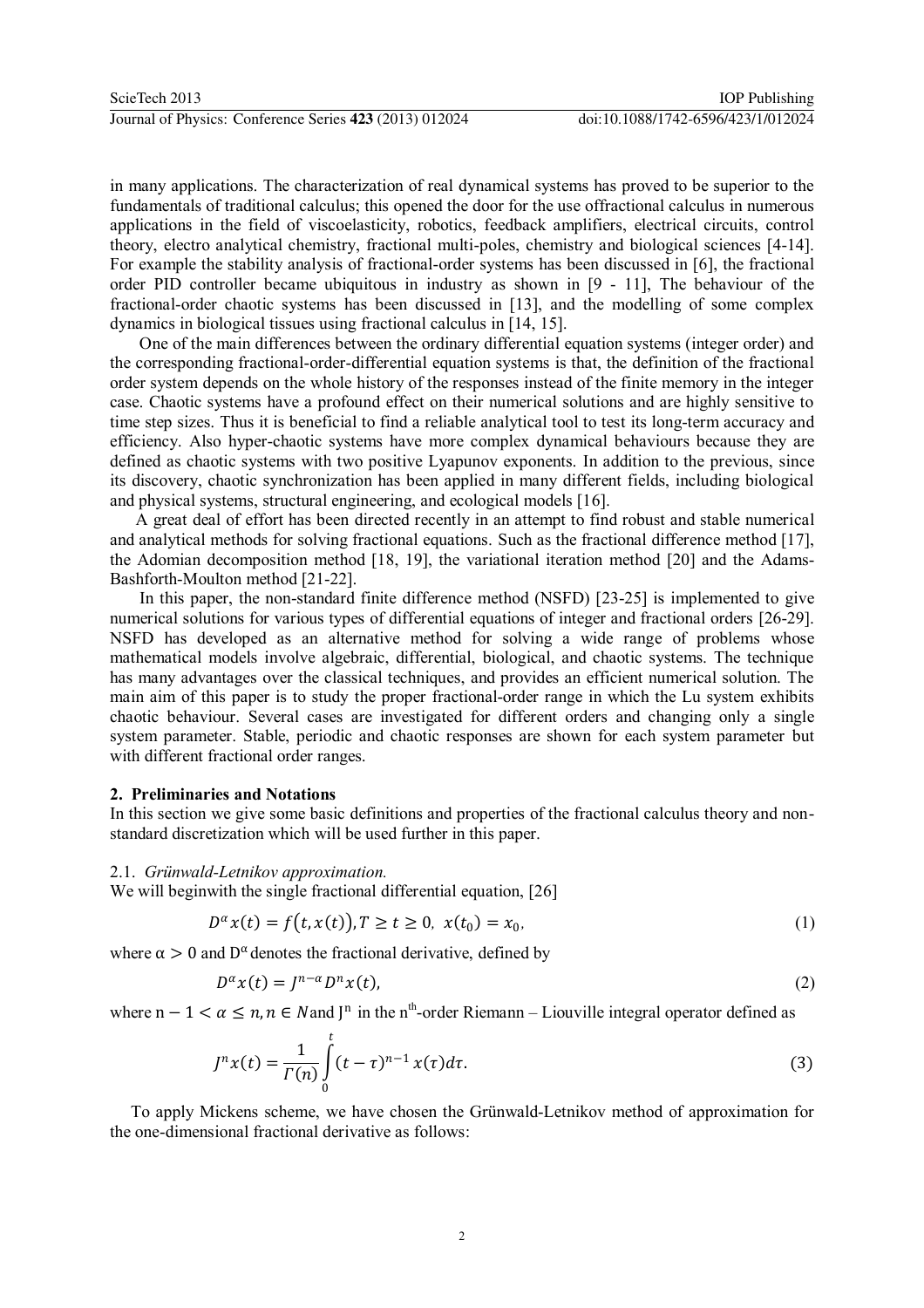in many applications. The characterization of real dynamical systems has proved to be superior to the fundamentals of traditional calculus; this opened the door for the use offractional calculus in numerous applications in the field of viscoelasticity, robotics, feedback amplifiers, electrical circuits, control theory, electro analytical chemistry, fractional multi-poles, chemistry and biological sciences [4-14]. For example the stability analysis of fractional-order systems has been discussed in [6], the fractional order PID controller became ubiquitous in industry as shown in [9 - 11], The behaviour of the fractional-order chaotic systems has been discussed in [13], and the modelling of some complex dynamics in biological tissues using fractional calculus in [14, 15].

One of the main differences between the ordinary differential equation systems (integer order) and the corresponding fractional-order-differential equation systems is that, the definition of the fractional order system depends on the whole history of the responses instead of the finite memory in the integer case. Chaotic systems have a profound effect on their numerical solutions and are highly sensitive to time step sizes. Thus it is beneficial to find a reliable analytical tool to test its long-term accuracy and efficiency. Also hyper-chaotic systems have more complex dynamical behaviours because they are defined as chaotic systems with two positive Lyapunov exponents. In addition to the previous, since its discovery, chaotic synchronization has been applied in many different fields, including biological and physical systems, structural engineering, and ecological models [16].

A great deal of effort has been directed recently in an attempt to find robust and stable numerical and analytical methods for solving fractional equations. Such as the fractional difference method [17], the Adomian decomposition method [18, 19], the variational iteration method [20] and the Adams-Bashforth-Moulton method [21-22].

In this paper, the non-standard finite difference method (NSFD) [23-25] is implemented to give numerical solutions for various types of differential equations of integer and fractional orders [26-29]. NSFD has developed as an alternative method for solving a wide range of problems whose mathematical models involve algebraic, differential, biological, and chaotic systems. The technique has many advantages over the classical techniques, and provides an efficient numerical solution. The main aim of this paper is to study the proper fractional-order range in which the Lu system exhibits chaotic behaviour. Several cases are investigated for different orders and changing only a single system parameter. Stable, periodic and chaotic responses are shown for each system parameter but with different fractional order ranges.

## 2. Preliminaries and Notations

In this section we give some basic definitions and properties of the fractional calculus theory and non-standard discretization which will be used further in this paper.

### 2.1. *Grünwald-Letnikov approximation.*

We will beginwith the single fractional differential equation, [26]

$$D^{\alpha}x(t) = f\big(t, x(t)\big), T \geq t \geq 0, \; x(t_0) = x_0, \tag{1}$$

where $\alpha > 0$ and $D^{\alpha}$ denotes the fractional derivative, defined by

$$D^{\alpha}x(t) = J^{n-\alpha}D^{n}x(t), \tag{2}$$

where $n-1 < \alpha \leq n, n \in N$ and $J^n$ in the $n^{th}$-order Riemann – Liouville integral operator defined as

$$J^{n}x(t) = \frac{1}{\Gamma(n)}\int_{0}^{t}(t-\tau)^{n-1}\,x(\tau)d\tau. \tag{3}$$

To apply Mickens scheme, we have chosen the Grünwald-Letnikov method of approximation for the one-dimensional fractional derivative as follows: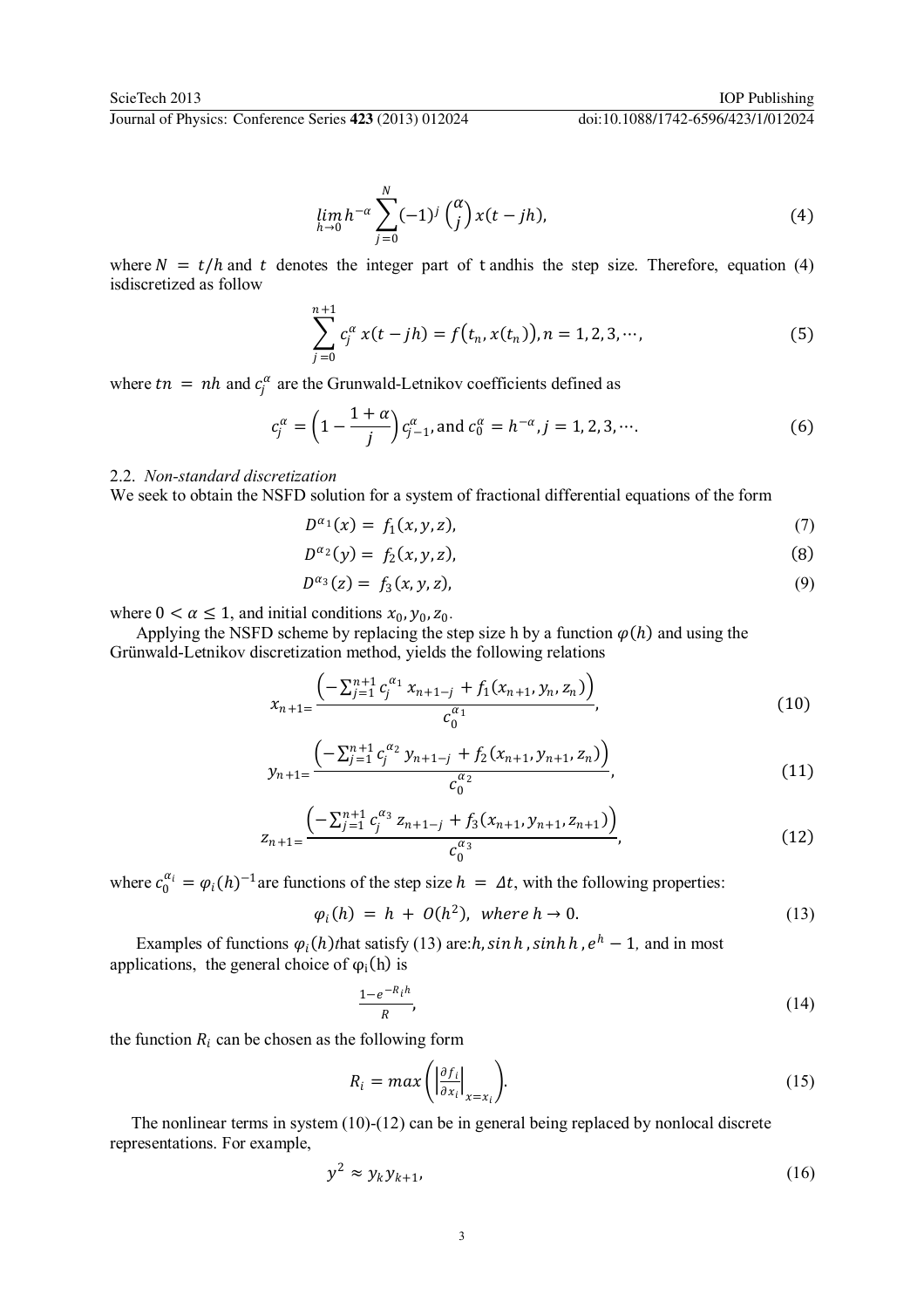$$\lim_{h \to 0} h^{-\alpha} \sum_{j=0}^{N} (-1)^j \binom{\alpha}{j} x(t - jh), \tag{4}$$

where $N = t/h$ and $t$ denotes the integer part of t andhis the step size. Therefore, equation (4) isdiscretized as follow

$$\sum_{j=0}^{n+1} c_j^{\alpha} \, x(t - jh) = f\big(t_n, x(t_n)\big), n = 1, 2, 3, \cdots, \tag{5}$$

where $tn = nh$ and $c_j^{\alpha}$ are the Grunwald-Letnikov coefficients defined as

$$c_j^{\alpha} = \left(1 - \frac{1+\alpha}{j}\right) c_{j-1}^{\alpha}, \text{and } c_0^{\alpha} = h^{-\alpha}, j = 1, 2, 3, \cdots. \tag{6}$$

### 2.2. *Non-standard discretization*

We seek to obtain the NSFD solution for a system of fractional differential equations of the form

$$D^{\alpha_1}(x) = f_1(x, y, z), \tag{7}$$

$$D^{\alpha_2}(y) = f_2(x, y, z), \tag{8}$$

$$D^{\alpha_3}(z) = f_3(x, y, z), \tag{9}$$

where $0 < \alpha \leq 1$, and initial conditions $x_0, y_0, z_0$.

Applying the NSFD scheme by replacing the step size h by a function $\varphi(h)$ and using the Grünwald-Letnikov discretization method, yields the following relations

$$x_{n+1} = \frac{\left(-\sum_{j=1}^{n+1} c_j^{\alpha_1} \, x_{n+1-j} + f_1(x_{n+1}, y_n, z_n)\right)}{c_0^{\alpha_1}}, \tag{10}$$

$$y_{n+1} = \frac{\left(-\sum_{j=1}^{n+1} c_j^{\alpha_2} \, y_{n+1-j} + f_2(x_{n+1}, y_{n+1}, z_n)\right)}{c_0^{\alpha_2}}, \tag{11}$$

$$z_{n+1} = \frac{\left(-\sum_{j=1}^{n+1} c_j^{\alpha_3} \, z_{n+1-j} + f_3(x_{n+1}, y_{n+1}, z_{n+1})\right)}{c_0^{\alpha_3}}, \tag{12}$$

where $c_0^{\alpha_i} = \varphi_i(h)^{-1}$ are functions of the step size $h = \Delta t$, with the following properties:

$$\varphi_i(h) = h + O(h^2), \; where \, h \to 0. \tag{13}$$

Examples of functions $\varphi_i(h)$that satisfy (13) are:$h, sin\,h\,, sinh\,h\,, e^h - 1$, and in most applications, the general choice of $\varphi_i(h)$ is

$$\frac{1 - e^{-R_i h}}{R}, \tag{14}$$

the function $R_i$ can be chosen as the following form

$$R_i = max\left(\left|\frac{\partial f_i}{\partial x_i}\right|_{x = x_i}\right). \tag{15}$$

The nonlinear terms in system (10)-(12) can be in general being replaced by nonlocal discrete representations. For example,

$$y^2 \approx y_k y_{k+1}, \tag{16}$$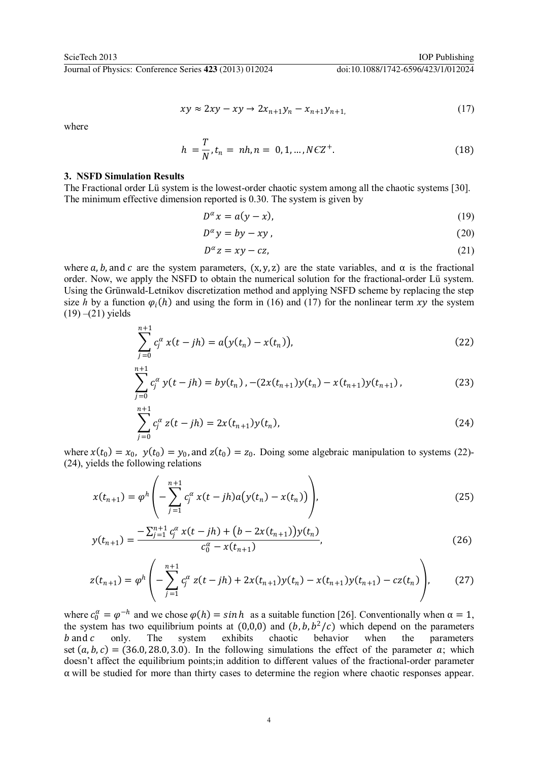$$xy \approx 2xy - xy \rightarrow 2x_{n+1}y_n - x_{n+1}y_{n+1,} \tag{17}$$

where

$$h = \frac{T}{N}, t_n = nh, n = 0, 1, \dots, N \epsilon Z^{+}. \tag{18}$$

### 3. NSFD Simulation Results

The Fractional order Lü system is the lowest-order chaotic system among all the chaotic systems [30]. The minimum effective dimension reported is 0.30. The system is given by

$$D^{\alpha} x = a(y - x), \tag{19}$$

$$D^{\alpha} y = by - xy\ , \tag{20}$$

$$D^{\alpha} z = xy - cz, \tag{21}$$

where $a, b,$ and $c$ are the system parameters, $(x, y, z)$ are the state variables, and $\alpha$ is the fractional order. Now, we apply the NSFD to obtain the numerical solution for the fractional-order Lü system. Using the Grünwald-Letnikov discretization method and applying NSFD scheme by replacing the step size $h$ by a function $\varphi_i(h)$ and using the form in (16) and (17) for the nonlinear term $xy$ the system (19) –(21) yields

$$\sum_{j=0}^{n+1} c_j^{\alpha}\ x(t - jh) = a\big(y(t_n) - x(t_n)\big), \tag{22}$$

$$\sum_{j=0}^{n+1} c_j^{\alpha}\ y(t - jh) = by(t_n)\ , -(2x(t_{n+1})y(t_n) - x(t_{n+1})y(t_{n+1})\ , \tag{23}$$

$$\sum_{j=0}^{n+1} c_j^{\alpha}\ z(t - jh) = 2x(t_{n+1})y(t_n), \tag{24}$$

where $x(t_0) = x_0,\ y(t_0) = y_0,$ and $z(t_0) = z_0$. Doing some algebraic manipulation to systems (22)-(24), yields the following relations

$$x(t_{n+1}) = \varphi^{h}\left(-\sum_{j=1}^{n+1} c_j^{\alpha}\ x(t - jh) a\big(y(t_n) - x(t_n)\big)\right), \tag{25}$$

$$y(t_{n+1}) = \frac{-\sum_{j=1}^{n+1} c_j^{\alpha}\ x(t - jh) + \big(b - 2x(t_{n+1})\big)y(t_n)}{c_0^{\alpha} - x(t_{n+1})}, \tag{26}$$

$$z(t_{n+1}) = \varphi^{h}\left(-\sum_{j=1}^{n+1} c_j^{\alpha}\ z(t - jh) + 2x(t_{n+1})y(t_n) - x(t_{n+1})y(t_{n+1}) - cz(t_n)\right), \tag{27}$$

where $c_0^{\alpha} = \varphi^{-h}$ and we chose $\varphi(h) = \sin h$ as a suitable function [26]. Conventionally when $\alpha = 1$, the system has two equilibrium points at $(0,0,0)$ and $(b, b, b^2/c)$ which depend on the parameters $b$ and $c$ only. The system exhibits chaotic behavior when the parameters set $(a, b, c) = (36.0, 28.0, 3.0)$. In the following simulations the effect of the parameter $a$; which doesn't affect the equilibrium points;in addition to different values of the fractional-order parameter $\alpha$ will be studied for more than thirty cases to determine the region where chaotic responses appear.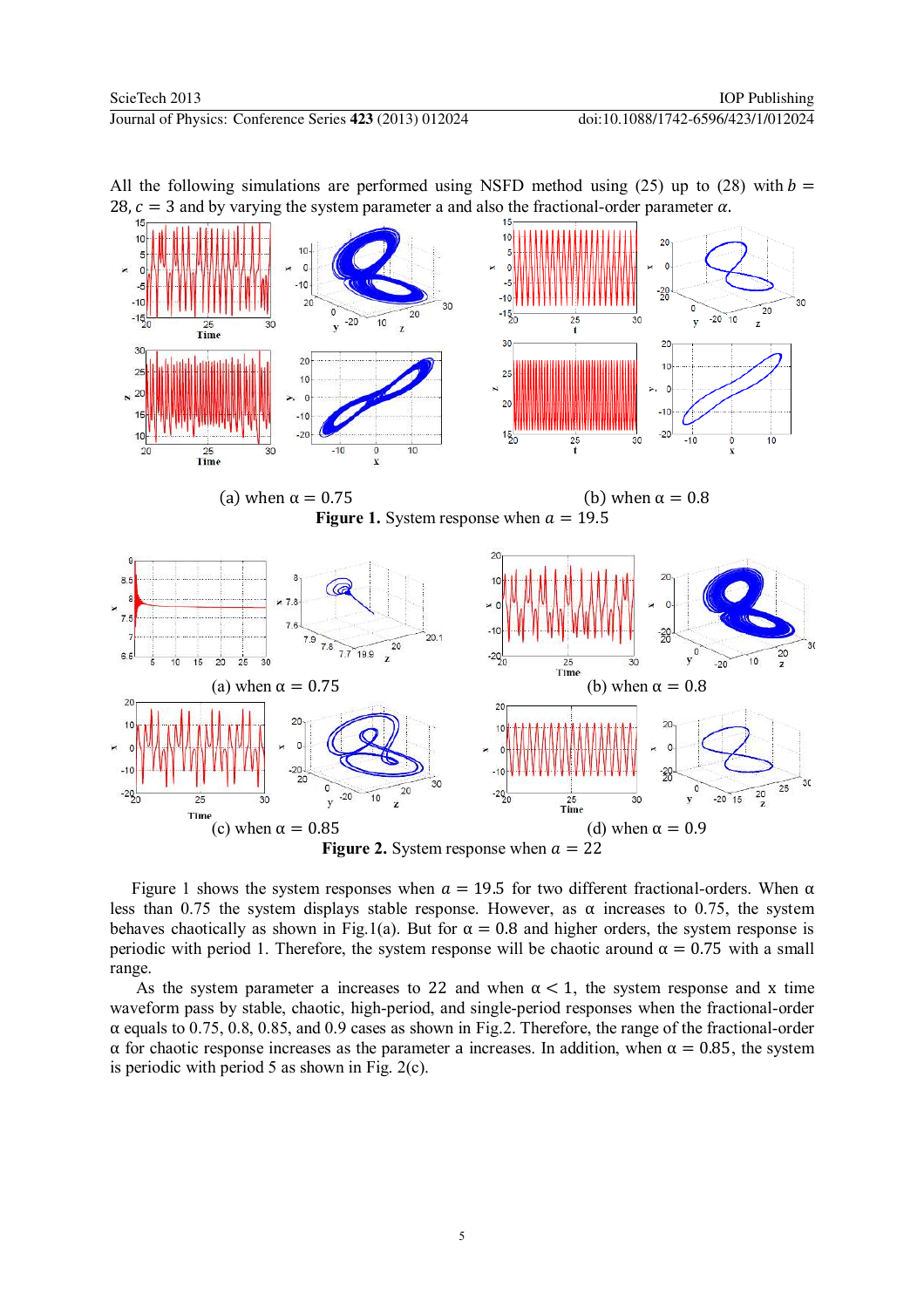All the following simulations are performed using NSFD method using (25) up to (28) with $b = 28$, $c = 3$ and by varying the system parameter a and also the fractional-order parameter $\alpha$.

(a) when $\alpha = 0.75$ (b) when $\alpha = 0.8$

**Figure 1.** System response when $a = 19.5$

(a) when $\alpha = 0.75$ (b) when $\alpha = 0.8$

(c) when $\alpha = 0.85$ (d) when $\alpha = 0.9$

**Figure 2.** System response when $a = 22$

Figure 1 shows the system responses when $a = 19.5$ for two different fractional-orders. When $\alpha$ less than 0.75 the system displays stable response. However, as $\alpha$ increases to 0.75, the system behaves chaotically as shown in Fig.1(a). But for $\alpha = 0.8$ and higher orders, the system response is periodic with period 1. Therefore, the system response will be chaotic around $\alpha = 0.75$ with a small range.

As the system parameter a increases to 22 and when $\alpha < 1$, the system response and x time waveform pass by stable, chaotic, high-period, and single-period responses when the fractional-order $\alpha$ equals to 0.75, 0.8, 0.85, and 0.9 cases as shown in Fig.2. Therefore, the range of the fractional-order $\alpha$ for chaotic response increases as the parameter a increases. In addition, when $\alpha = 0.85$, the system is periodic with period 5 as shown in Fig. 2(c).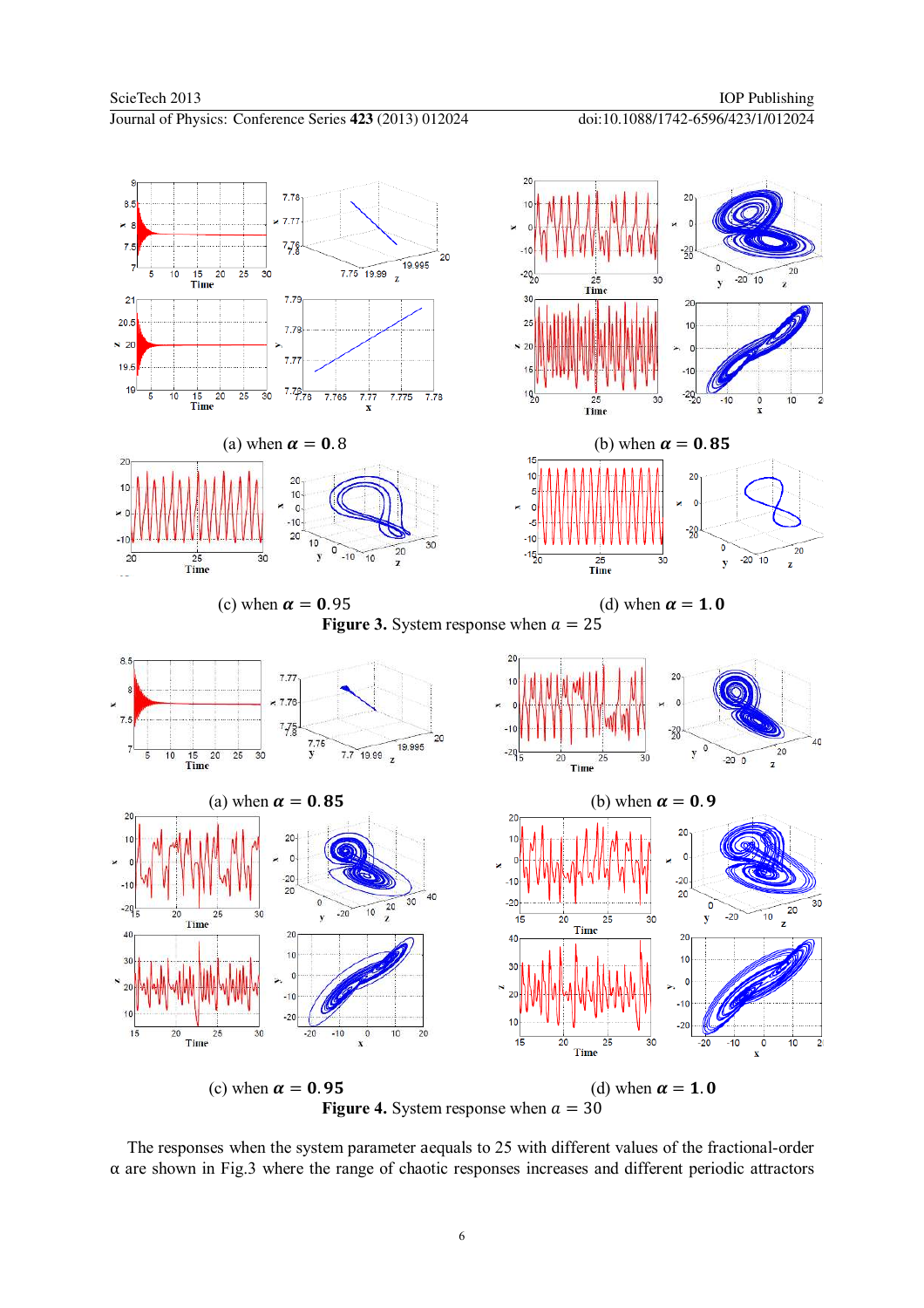(a) when $\boldsymbol{\alpha} = \mathbf{0.8}$

(b) when $\boldsymbol{\alpha} = \mathbf{0.85}$

(c) when $\boldsymbol{\alpha} = \mathbf{0.95}$

(d) when $\boldsymbol{\alpha} = \mathbf{1.0}$

**Figure 3.** System response when $a = 25$

(a) when $\boldsymbol{\alpha} = \mathbf{0.85}$

(b) when $\boldsymbol{\alpha} = \mathbf{0.9}$

(c) when $\boldsymbol{\alpha} = \mathbf{0.95}$

(d) when $\boldsymbol{\alpha} = \mathbf{1.0}$

**Figure 4.** System response when $a = 30$

The responses when the system parameter aequals to 25 with different values of the fractional-order α are shown in Fig.3 where the range of chaotic responses increases and different periodic attractors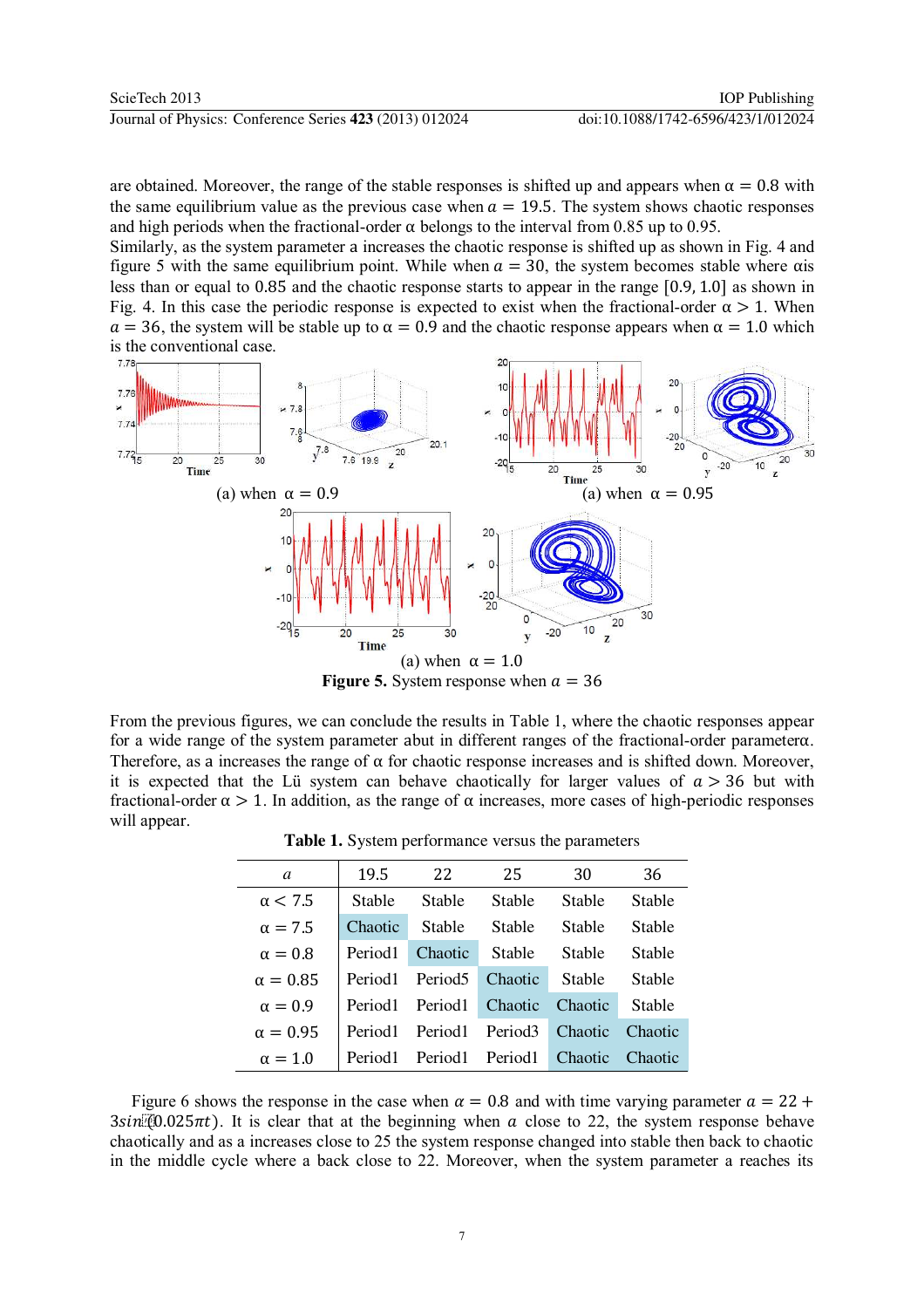are obtained. Moreover, the range of the stable responses is shifted up and appears when α = 0.8 with the same equilibrium value as the previous case when $a = 19.5$. The system shows chaotic responses and high periods when the fractional-order α belongs to the interval from 0.85 up to 0.95.
Similarly, as the system parameter a increases the chaotic response is shifted up as shown in Fig. 4 and figure 5 with the same equilibrium point. While when $a = 30$, the system becomes stable where αis less than or equal to 0.85 and the chaotic response starts to appear in the range [0.9, 1.0] as shown in Fig. 4. In this case the periodic response is expected to exist when the fractional-order α > 1. When $a = 36$, the system will be stable up to α = 0.9 and the chaotic response appears when α = 1.0 which is the conventional case.

(a) when α = 0.9

(a) when α = 0.95

(a) when α = 1.0

**Figure 5.** System response when $a = 36$

From the previous figures, we can conclude the results in Table 1, where the chaotic responses appear for a wide range of the system parameter abut in different ranges of the fractional-order parameterα. Therefore, as a increases the range of α for chaotic response increases and is shifted down. Moreover, it is expected that the Lü system can behave chaotically for larger values of $a > 36$ but with fractional-order α > 1. In addition, as the range of α increases, more cases of high-periodic responses will appear.

**Table 1.** System performance versus the parameters

| $a$ | 19.5 | 22 | 25 | 30 | 36 |
|---|---|---|---|---|---|
| α < 7.5 | Stable | Stable | Stable | Stable | Stable |
| α = 7.5 | Chaotic | Stable | Stable | Stable | Stable |
| α = 0.8 | Period1 | Chaotic | Stable | Stable | Stable |
| α = 0.85 | Period1 | Period5 | Chaotic | Stable | Stable |
| α = 0.9 | Period1 | Period1 | Chaotic | Chaotic | Stable |
| α = 0.95 | Period1 | Period1 | Period3 | Chaotic | Chaotic |
| α = 1.0 | Period1 | Period1 | Period1 | Chaotic | Chaotic |

Figure 6 shows the response in the case when $\alpha = 0.8$ and with time varying parameter $a = 22 + 3sin(0.025\pi t)$. It is clear that at the beginning when $a$ close to 22, the system response behave chaotically and as a increases close to 25 the system response changed into stable then back to chaotic in the middle cycle where a back close to 22. Moreover, when the system parameter a reaches its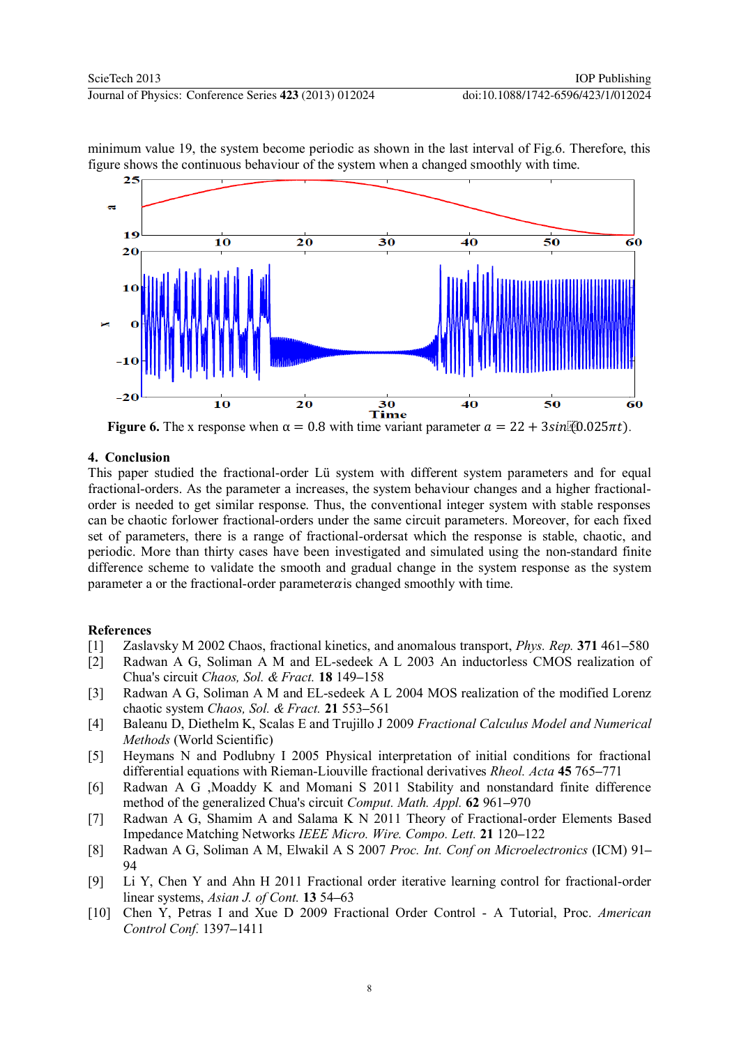minimum value 19, the system become periodic as shown in the last interval of Fig.6. Therefore, this figure shows the continuous behaviour of the system when a changed smoothly with time.

**Figure 6.** The x response when $\alpha = 0.8$ with time variant parameter $a = 22 + 3\sin(0.025\pi t)$.

## 4. Conclusion

This paper studied the fractional-order Lü system with different system parameters and for equal fractional-orders. As the parameter a increases, the system behaviour changes and a higher fractional-order is needed to get similar response. Thus, the conventional integer system with stable responses can be chaotic forlower fractional-orders under the same circuit parameters. Moreover, for each fixed set of parameters, there is a range of fractional-ordersat which the response is stable, chaotic, and periodic. More than thirty cases have been investigated and simulated using the non-standard finite difference scheme to validate the smooth and gradual change in the system response as the system parameter a or the fractional-order parameter$\alpha$is changed smoothly with time.

## References

[1] Zaslavsky M 2002 Chaos, fractional kinetics, and anomalous transport, *Phys. Rep.* **371** 461–580

[2] Radwan A G, Soliman A M and EL-sedeek A L 2003 An inductorless CMOS realization of Chua's circuit *Chaos, Sol. & Fract.* **18** 149–158

[3] Radwan A G, Soliman A M and EL-sedeek A L 2004 MOS realization of the modified Lorenz chaotic system *Chaos, Sol. & Fract.* **21** 553–561

[4] Baleanu D, Diethelm K, Scalas E and Trujillo J 2009 *Fractional Calculus Model and Numerical Methods* (World Scientific)

[5] Heymans N and Podlubny I 2005 Physical interpretation of initial conditions for fractional differential equations with Rieman-Liouville fractional derivatives *Rheol. Acta* **45** 765–771

[6] Radwan A G ,Moaddy K and Momani S 2011 Stability and nonstandard finite difference method of the generalized Chua's circuit *Comput. Math. Appl.* **62** 961–970

[7] Radwan A G, Shamim A and Salama K N 2011 Theory of Fractional-order Elements Based Impedance Matching Networks *IEEE Micro. Wire. Compo. Lett.* **21** 120–122

[8] Radwan A G, Soliman A M, Elwakil A S 2007 *Proc. Int. Conf on Microelectronics* (ICM) 91–94

[9] Li Y, Chen Y and Ahn H 2011 Fractional order iterative learning control for fractional-order linear systems, *Asian J. of Cont.* **13** 54–63

[10] Chen Y, Petras I and Xue D 2009 Fractional Order Control - A Tutorial, Proc. *American Control Conf.* 1397–1411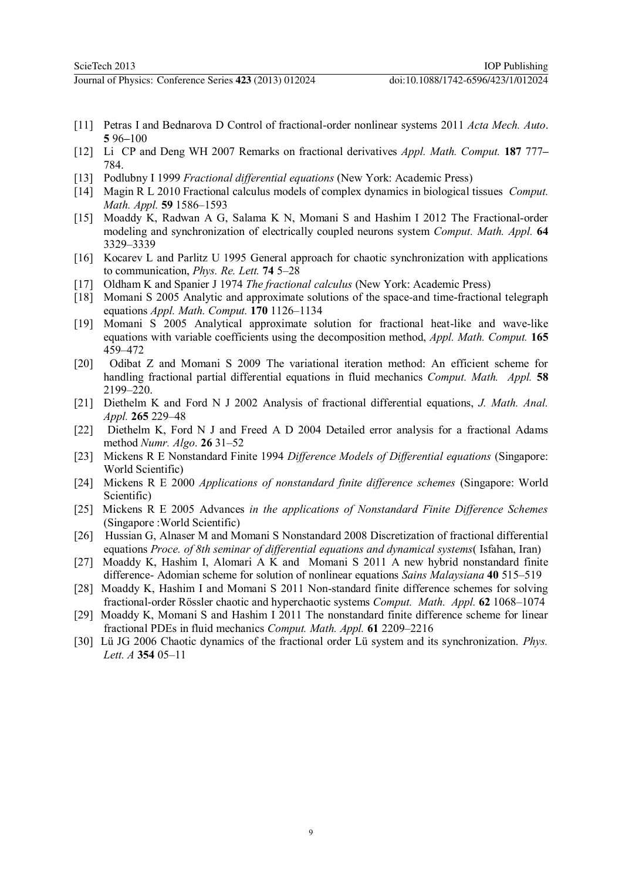[11] Petras I and Bednarova D Control of fractional-order nonlinear systems 2011 *Acta Mech. Auto*. **5** 96–100

[12] Li CP and Deng WH 2007 Remarks on fractional derivatives *Appl. Math. Comput.* **187** 777–784.

[13] Podlubny I 1999 *Fractional differential equations* (New York: Academic Press)

[14] Magin R L 2010 Fractional calculus models of complex dynamics in biological tissues *Comput. Math. Appl.* **59** 1586–1593

[15] Moaddy K, Radwan A G, Salama K N, Momani S and Hashim I 2012 The Fractional-order modeling and synchronization of electrically coupled neurons system *Comput. Math. Appl.* **64** 3329–3339

[16] Kocarev L and Parlitz U 1995 General approach for chaotic synchronization with applications to communication, *Phys. Re. Lett.* **74** 5–28

[17] Oldham K and Spanier J 1974 *The fractional calculus* (New York: Academic Press)

[18] Momani S 2005 Analytic and approximate solutions of the space-and time-fractional telegraph equations *Appl. Math. Comput.* **170** 1126–1134

[19] Momani S 2005 Analytical approximate solution for fractional heat-like and wave-like equations with variable coefficients using the decomposition method, *Appl. Math. Comput.* **165** 459–472

[20] Odibat Z and Momani S 2009 The variational iteration method: An efficient scheme for handling fractional partial differential equations in fluid mechanics *Comput. Math. Appl.* **58** 2199–220.

[21] Diethelm K and Ford N J 2002 Analysis of fractional differential equations, *J. Math. Anal. Appl.* **265** 229–48

[22] Diethelm K, Ford N J and Freed A D 2004 Detailed error analysis for a fractional Adams method *Numr. Algo*. **26** 31–52

[23] Mickens R E Nonstandard Finite 1994 *Difference Models of Differential equations* (Singapore: World Scientific)

[24] Mickens R E 2000 *Applications of nonstandard finite difference schemes* (Singapore: World Scientific)

[25] Mickens R E 2005 Advances *in the applications of Nonstandard Finite Difference Schemes* (Singapore :World Scientific)

[26] Hussian G, Alnaser M and Momani S Nonstandard 2008 Discretization of fractional differential equations *Proce. of 8th seminar of differential equations and dynamical systems*( Isfahan, Iran)

[27] Moaddy K, Hashim I, Alomari A K and Momani S 2011 A new hybrid nonstandard finite difference- Adomian scheme for solution of nonlinear equations *Sains Malaysiana* **40** 515–519

[28] Moaddy K, Hashim I and Momani S 2011 Non-standard finite difference schemes for solving fractional-order Rössler chaotic and hyperchaotic systems *Comput. Math. Appl.* **62** 1068–1074

[29] Moaddy K, Momani S and Hashim I 2011 The nonstandard finite difference scheme for linear fractional PDEs in fluid mechanics *Comput. Math. Appl.* **61** 2209–2216

[30] Lü JG 2006 Chaotic dynamics of the fractional order Lü system and its synchronization. *Phys. Lett. A* **354** 05–11